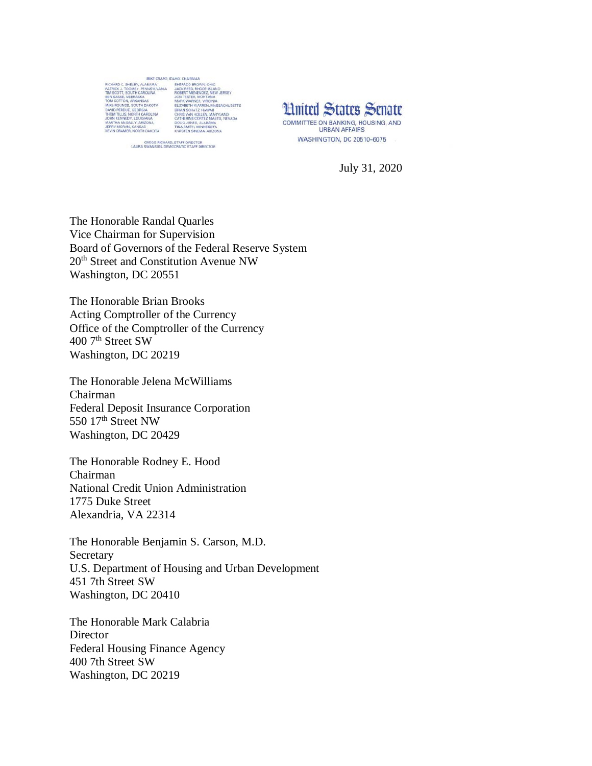MIKE CRAPO, IDAHO, CHAIRMAN

| | |
|---|---|
| RICHARD C. SHELBY, ALABAMA | SHERROD BROWN, OHIO |
| PATRICK J. TOOMEY, PENNSYLVANIA | JACK REED, RHODE ISLAND |
| TIM SCOTT, SOUTH CAROLINA | ROBERT MENENDEZ, NEW JERSEY |
| BEN SASSE, NEBRASKA | JON TESTER, MONTANA |
| TOM COTTON, ARKANSAS | MARK WARNER, VIRGINIA |
| MIKE ROUNDS, SOUTH DAKOTA | ELIZABETH WARREN, MASSACHUSETTS |
| DAVID PERDUE, GEORGIA | BRIAN SCHATZ, HAWAII |
| THOM TILLIS, NORTH CAROLINA | CHRIS VAN HOLLEN, MARYLAND |
| JOHN KENNEDY, LOUISIANA | CATHERINE CORTEZ MASTO, NEVADA |
| MARTHA McSALLY, ARIZONA | DOUG JONES, ALABAMA |
| JERRY MORAN, KANSAS | TINA SMITH, MINNESOTA |
| KEVIN CRAMER, NORTH DAKOTA | KYRSTEN SINEMA, ARIZONA |

GREGG RICHARD, STAFF DIRECTOR
LAURA SWANSON, DEMOCRATIC STAFF DIRECTOR

**United States Senate**
COMMITTEE ON BANKING, HOUSING, AND URBAN AFFAIRS
WASHINGTON, DC 20510-6075

July 31, 2020

The Honorable Randal Quarles
Vice Chairman for Supervision
Board of Governors of the Federal Reserve System
20th Street and Constitution Avenue NW
Washington, DC 20551

The Honorable Brian Brooks
Acting Comptroller of the Currency
Office of the Comptroller of the Currency
400 7th Street SW
Washington, DC 20219

The Honorable Jelena McWilliams
Chairman
Federal Deposit Insurance Corporation
550 17th Street NW
Washington, DC 20429

The Honorable Rodney E. Hood
Chairman
National Credit Union Administration
1775 Duke Street
Alexandria, VA 22314

The Honorable Benjamin S. Carson, M.D.
Secretary
U.S. Department of Housing and Urban Development
451 7th Street SW
Washington, DC 20410

The Honorable Mark Calabria
Director
Federal Housing Finance Agency
400 7th Street SW
Washington, DC 20219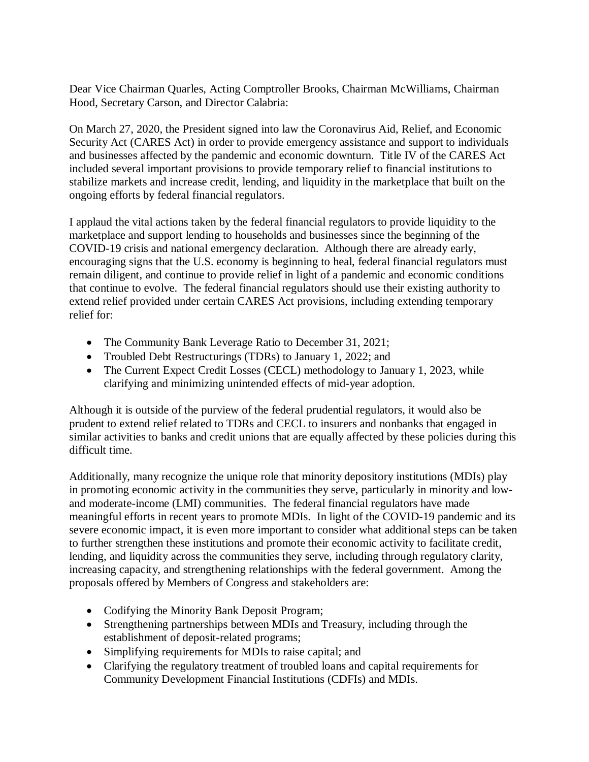Dear Vice Chairman Quarles, Acting Comptroller Brooks, Chairman McWilliams, Chairman Hood, Secretary Carson, and Director Calabria:

On March 27, 2020, the President signed into law the Coronavirus Aid, Relief, and Economic Security Act (CARES Act) in order to provide emergency assistance and support to individuals and businesses affected by the pandemic and economic downturn. Title IV of the CARES Act included several important provisions to provide temporary relief to financial institutions to stabilize markets and increase credit, lending, and liquidity in the marketplace that built on the ongoing efforts by federal financial regulators.

I applaud the vital actions taken by the federal financial regulators to provide liquidity to the marketplace and support lending to households and businesses since the beginning of the COVID-19 crisis and national emergency declaration. Although there are already early, encouraging signs that the U.S. economy is beginning to heal, federal financial regulators must remain diligent, and continue to provide relief in light of a pandemic and economic conditions that continue to evolve. The federal financial regulators should use their existing authority to extend relief provided under certain CARES Act provisions, including extending temporary relief for:

- The Community Bank Leverage Ratio to December 31, 2021;
- Troubled Debt Restructurings (TDRs) to January 1, 2022; and
- The Current Expect Credit Losses (CECL) methodology to January 1, 2023, while clarifying and minimizing unintended effects of mid-year adoption.

Although it is outside of the purview of the federal prudential regulators, it would also be prudent to extend relief related to TDRs and CECL to insurers and nonbanks that engaged in similar activities to banks and credit unions that are equally affected by these policies during this difficult time.

Additionally, many recognize the unique role that minority depository institutions (MDIs) play in promoting economic activity in the communities they serve, particularly in minority and low- and moderate-income (LMI) communities. The federal financial regulators have made meaningful efforts in recent years to promote MDIs. In light of the COVID-19 pandemic and its severe economic impact, it is even more important to consider what additional steps can be taken to further strengthen these institutions and promote their economic activity to facilitate credit, lending, and liquidity across the communities they serve, including through regulatory clarity, increasing capacity, and strengthening relationships with the federal government. Among the proposals offered by Members of Congress and stakeholders are:

- Codifying the Minority Bank Deposit Program;
- Strengthening partnerships between MDIs and Treasury, including through the establishment of deposit-related programs;
- Simplifying requirements for MDIs to raise capital; and
- Clarifying the regulatory treatment of troubled loans and capital requirements for Community Development Financial Institutions (CDFIs) and MDIs.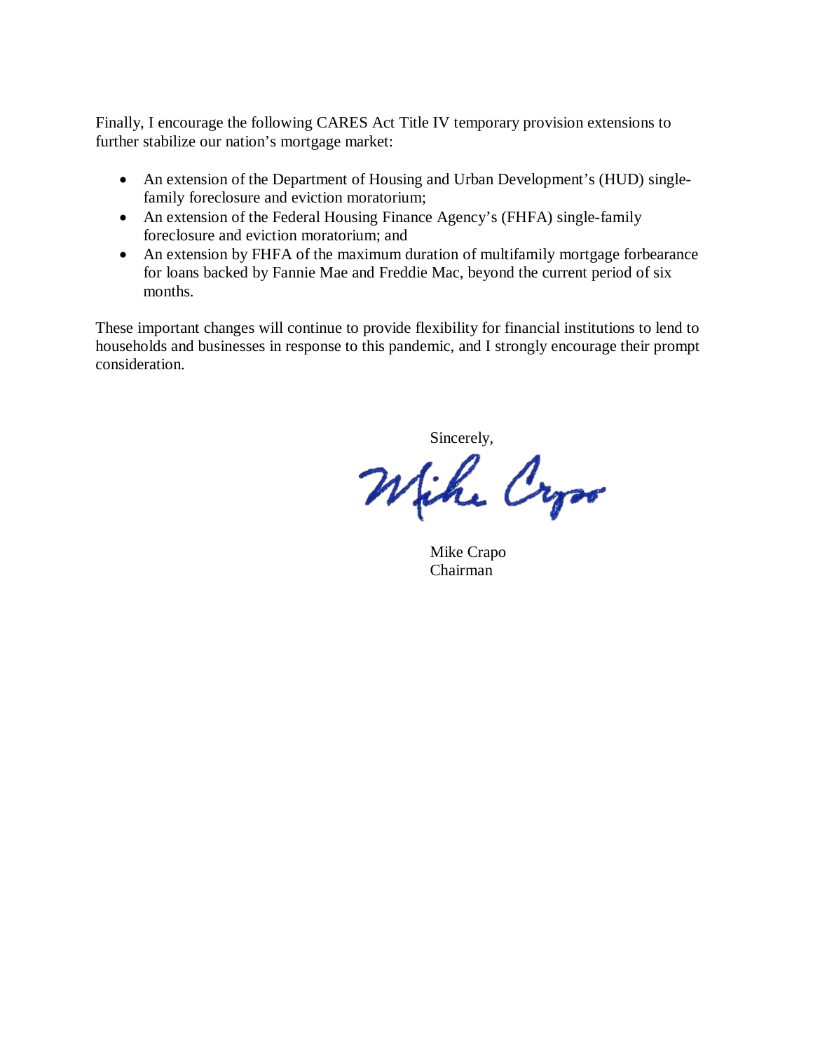Finally, I encourage the following CARES Act Title IV temporary provision extensions to further stabilize our nation's mortgage market:

- An extension of the Department of Housing and Urban Development's (HUD) single-family foreclosure and eviction moratorium;
- An extension of the Federal Housing Finance Agency's (FHFA) single-family foreclosure and eviction moratorium; and
- An extension by FHFA of the maximum duration of multifamily mortgage forbearance for loans backed by Fannie Mae and Freddie Mac, beyond the current period of six months.

These important changes will continue to provide flexibility for financial institutions to lend to households and businesses in response to this pandemic, and I strongly encourage their prompt consideration.

Sincerely,

Mike Crapo
Chairman